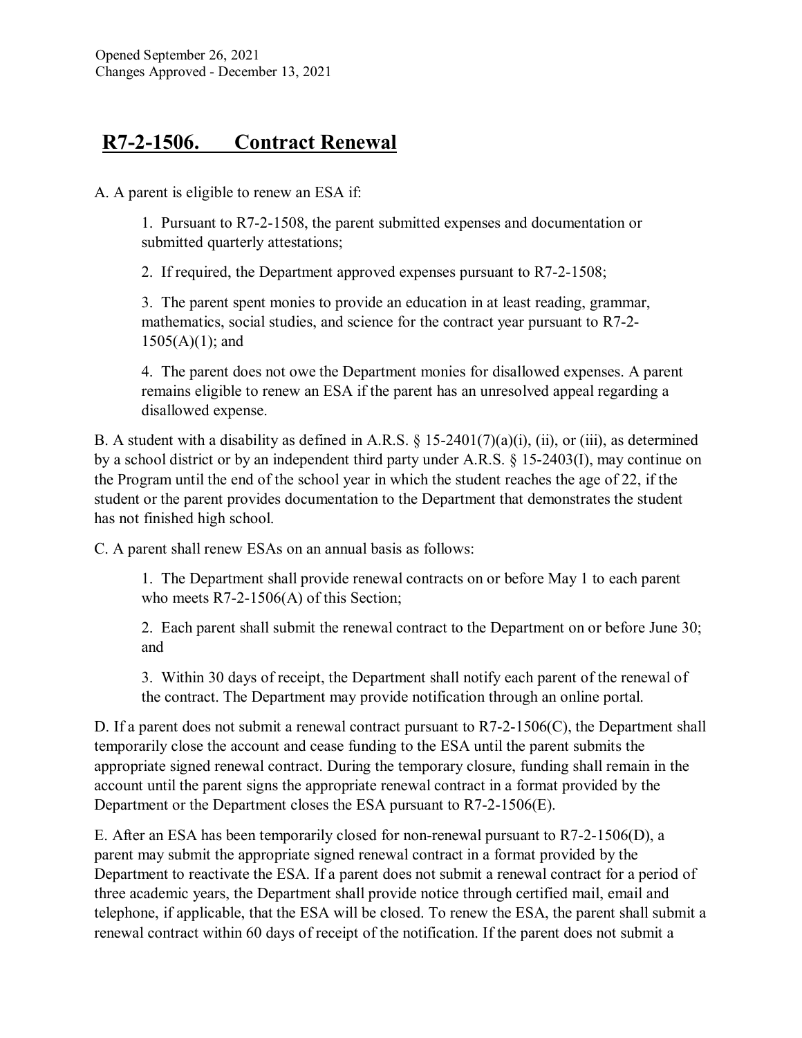Opened September 26, 2021
Changes Approved - December 13, 2021

# R7-2-1506. Contract Renewal

A. A parent is eligible to renew an ESA if:

1. Pursuant to R7-2-1508, the parent submitted expenses and documentation or submitted quarterly attestations;

2. If required, the Department approved expenses pursuant to R7-2-1508;

3. The parent spent monies to provide an education in at least reading, grammar, mathematics, social studies, and science for the contract year pursuant to R7-2-1505(A)(1); and

4. The parent does not owe the Department monies for disallowed expenses. A parent remains eligible to renew an ESA if the parent has an unresolved appeal regarding a disallowed expense.

B. A student with a disability as defined in A.R.S. § 15-2401(7)(a)(i), (ii), or (iii), as determined by a school district or by an independent third party under A.R.S. § 15-2403(I), may continue on the Program until the end of the school year in which the student reaches the age of 22, if the student or the parent provides documentation to the Department that demonstrates the student has not finished high school.

C. A parent shall renew ESAs on an annual basis as follows:

1. The Department shall provide renewal contracts on or before May 1 to each parent who meets R7-2-1506(A) of this Section;

2. Each parent shall submit the renewal contract to the Department on or before June 30; and

3. Within 30 days of receipt, the Department shall notify each parent of the renewal of the contract. The Department may provide notification through an online portal.

D. If a parent does not submit a renewal contract pursuant to R7-2-1506(C), the Department shall temporarily close the account and cease funding to the ESA until the parent submits the appropriate signed renewal contract. During the temporary closure, funding shall remain in the account until the parent signs the appropriate renewal contract in a format provided by the Department or the Department closes the ESA pursuant to R7-2-1506(E).

E. After an ESA has been temporarily closed for non-renewal pursuant to R7-2-1506(D), a parent may submit the appropriate signed renewal contract in a format provided by the Department to reactivate the ESA. If a parent does not submit a renewal contract for a period of three academic years, the Department shall provide notice through certified mail, email and telephone, if applicable, that the ESA will be closed. To renew the ESA, the parent shall submit a renewal contract within 60 days of receipt of the notification. If the parent does not submit a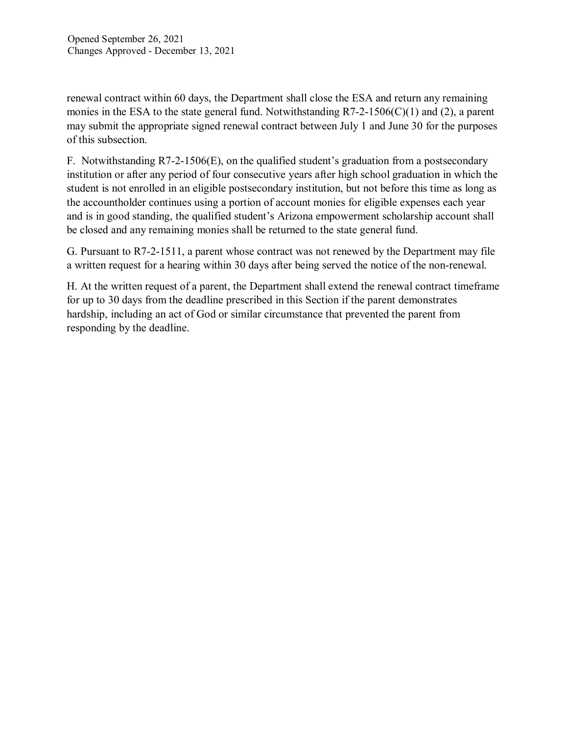renewal contract within 60 days, the Department shall close the ESA and return any remaining monies in the ESA to the state general fund. Notwithstanding R7-2-1506(C)(1) and (2), a parent may submit the appropriate signed renewal contract between July 1 and June 30 for the purposes of this subsection.

F. Notwithstanding R7-2-1506(E), on the qualified student's graduation from a postsecondary institution or after any period of four consecutive years after high school graduation in which the student is not enrolled in an eligible postsecondary institution, but not before this time as long as the accountholder continues using a portion of account monies for eligible expenses each year and is in good standing, the qualified student's Arizona empowerment scholarship account shall be closed and any remaining monies shall be returned to the state general fund.

G. Pursuant to R7-2-1511, a parent whose contract was not renewed by the Department may file a written request for a hearing within 30 days after being served the notice of the non-renewal.

H. At the written request of a parent, the Department shall extend the renewal contract timeframe for up to 30 days from the deadline prescribed in this Section if the parent demonstrates hardship, including an act of God or similar circumstance that prevented the parent from responding by the deadline.